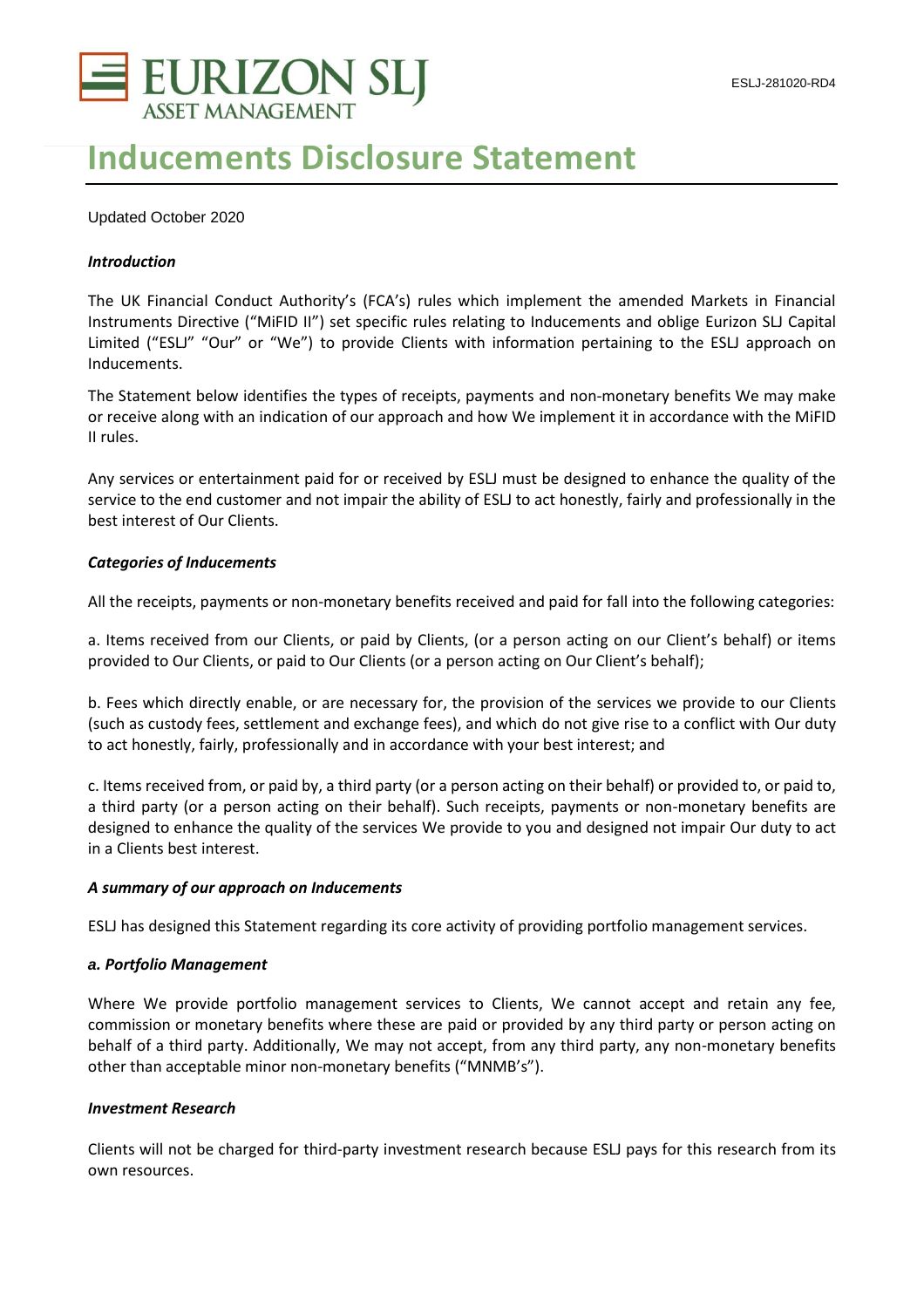EURIZON SLJ ASSET MANAGEMENT

ESLJ-281020-RD4

# Inducements Disclosure Statement

Updated October 2020

***Introduction***

The UK Financial Conduct Authority's (FCA's) rules which implement the amended Markets in Financial Instruments Directive ("MiFID II") set specific rules relating to Inducements and oblige Eurizon SLJ Capital Limited ("ESLJ" "Our" or "We") to provide Clients with information pertaining to the ESLJ approach on Inducements.

The Statement below identifies the types of receipts, payments and non-monetary benefits We may make or receive along with an indication of our approach and how We implement it in accordance with the MiFID II rules.

Any services or entertainment paid for or received by ESLJ must be designed to enhance the quality of the service to the end customer and not impair the ability of ESLJ to act honestly, fairly and professionally in the best interest of Our Clients.

***Categories of Inducements***

All the receipts, payments or non-monetary benefits received and paid for fall into the following categories:

a. Items received from our Clients, or paid by Clients, (or a person acting on our Client's behalf) or items provided to Our Clients, or paid to Our Clients (or a person acting on Our Client's behalf);

b. Fees which directly enable, or are necessary for, the provision of the services we provide to our Clients (such as custody fees, settlement and exchange fees), and which do not give rise to a conflict with Our duty to act honestly, fairly, professionally and in accordance with your best interest; and

c. Items received from, or paid by, a third party (or a person acting on their behalf) or provided to, or paid to, a third party (or a person acting on their behalf). Such receipts, payments or non-monetary benefits are designed to enhance the quality of the services We provide to you and designed not impair Our duty to act in a Clients best interest.

***A summary of our approach on Inducements***

ESLJ has designed this Statement regarding its core activity of providing portfolio management services.

***a. Portfolio Management***

Where We provide portfolio management services to Clients, We cannot accept and retain any fee, commission or monetary benefits where these are paid or provided by any third party or person acting on behalf of a third party. Additionally, We may not accept, from any third party, any non-monetary benefits other than acceptable minor non-monetary benefits ("MNMB's").

***Investment Research***

Clients will not be charged for third-party investment research because ESLJ pays for this research from its own resources.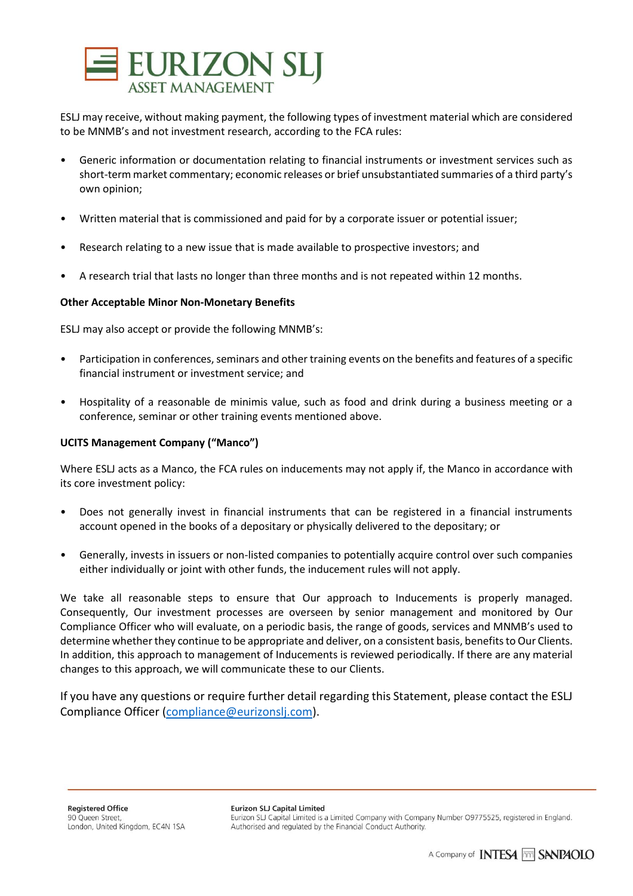ESLJ may receive, without making payment, the following types of investment material which are considered to be MNMB's and not investment research, according to the FCA rules:

- Generic information or documentation relating to financial instruments or investment services such as short-term market commentary; economic releases or brief unsubstantiated summaries of a third party's own opinion;
- Written material that is commissioned and paid for by a corporate issuer or potential issuer;
- Research relating to a new issue that is made available to prospective investors; and
- A research trial that lasts no longer than three months and is not repeated within 12 months.

**Other Acceptable Minor Non-Monetary Benefits**

ESLJ may also accept or provide the following MNMB's:

- Participation in conferences, seminars and other training events on the benefits and features of a specific financial instrument or investment service; and
- Hospitality of a reasonable de minimis value, such as food and drink during a business meeting or a conference, seminar or other training events mentioned above.

**UCITS Management Company ("Manco")**

Where ESLJ acts as a Manco, the FCA rules on inducements may not apply if, the Manco in accordance with its core investment policy:

- Does not generally invest in financial instruments that can be registered in a financial instruments account opened in the books of a depositary or physically delivered to the depositary; or
- Generally, invests in issuers or non-listed companies to potentially acquire control over such companies either individually or joint with other funds, the inducement rules will not apply.

We take all reasonable steps to ensure that Our approach to Inducements is properly managed. Consequently, Our investment processes are overseen by senior management and monitored by Our Compliance Officer who will evaluate, on a periodic basis, the range of goods, services and MNMB's used to determine whether they continue to be appropriate and deliver, on a consistent basis, benefits to Our Clients. In addition, this approach to management of Inducements is reviewed periodically. If there are any material changes to this approach, we will communicate these to our Clients.

If you have any questions or require further detail regarding this Statement, please contact the ESLJ Compliance Officer (compliance@eurizonslj.com).